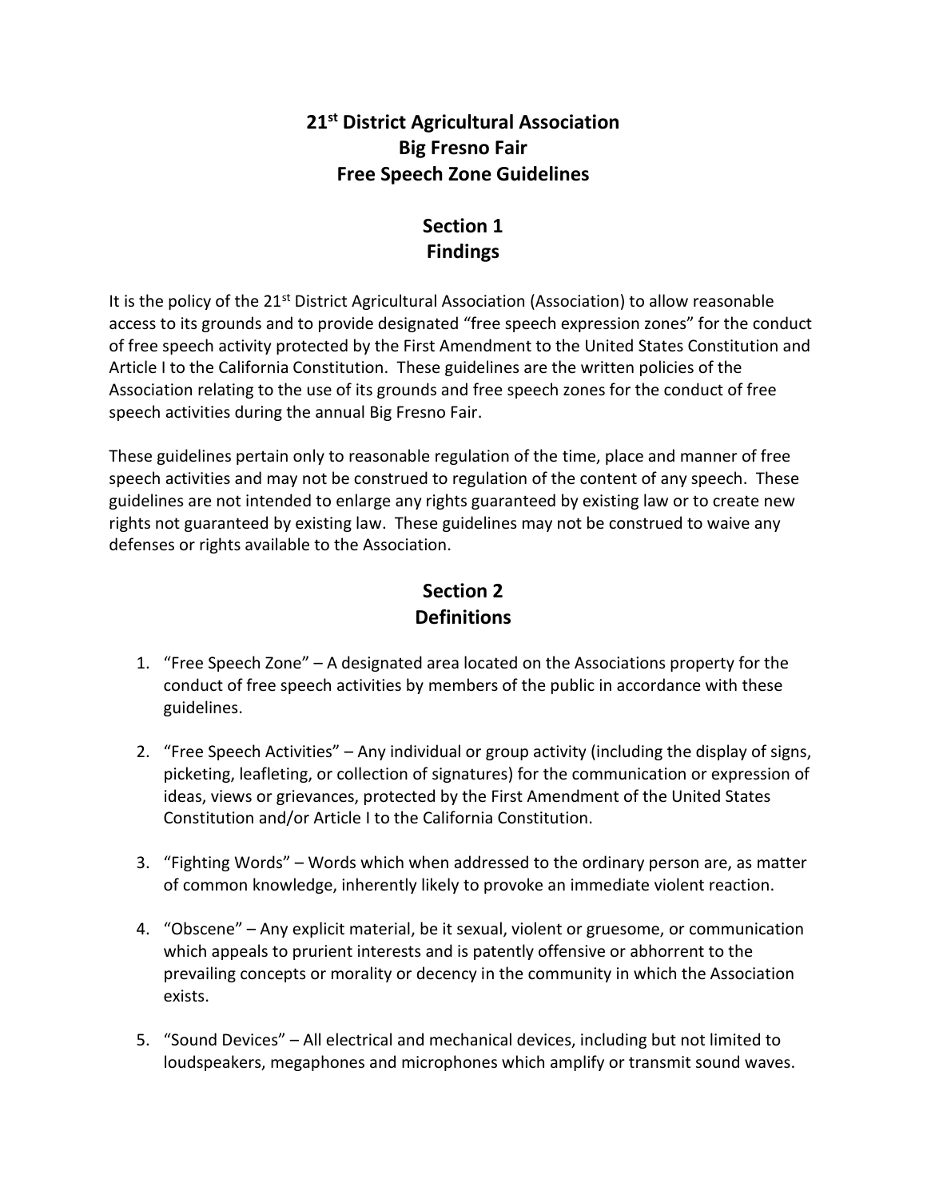# 21st District Agricultural Association
# Big Fresno Fair
# Free Speech Zone Guidelines

## Section 1
## Findings

It is the policy of the 21st District Agricultural Association (Association) to allow reasonable access to its grounds and to provide designated "free speech expression zones" for the conduct of free speech activity protected by the First Amendment to the United States Constitution and Article I to the California Constitution. These guidelines are the written policies of the Association relating to the use of its grounds and free speech zones for the conduct of free speech activities during the annual Big Fresno Fair.

These guidelines pertain only to reasonable regulation of the time, place and manner of free speech activities and may not be construed to regulation of the content of any speech. These guidelines are not intended to enlarge any rights guaranteed by existing law or to create new rights not guaranteed by existing law. These guidelines may not be construed to waive any defenses or rights available to the Association.

## Section 2
## Definitions

1. "Free Speech Zone" – A designated area located on the Associations property for the conduct of free speech activities by members of the public in accordance with these guidelines.

2. "Free Speech Activities" – Any individual or group activity (including the display of signs, picketing, leafleting, or collection of signatures) for the communication or expression of ideas, views or grievances, protected by the First Amendment of the United States Constitution and/or Article I to the California Constitution.

3. "Fighting Words" – Words which when addressed to the ordinary person are, as matter of common knowledge, inherently likely to provoke an immediate violent reaction.

4. "Obscene" – Any explicit material, be it sexual, violent or gruesome, or communication which appeals to prurient interests and is patently offensive or abhorrent to the prevailing concepts or morality or decency in the community in which the Association exists.

5. "Sound Devices" – All electrical and mechanical devices, including but not limited to loudspeakers, megaphones and microphones which amplify or transmit sound waves.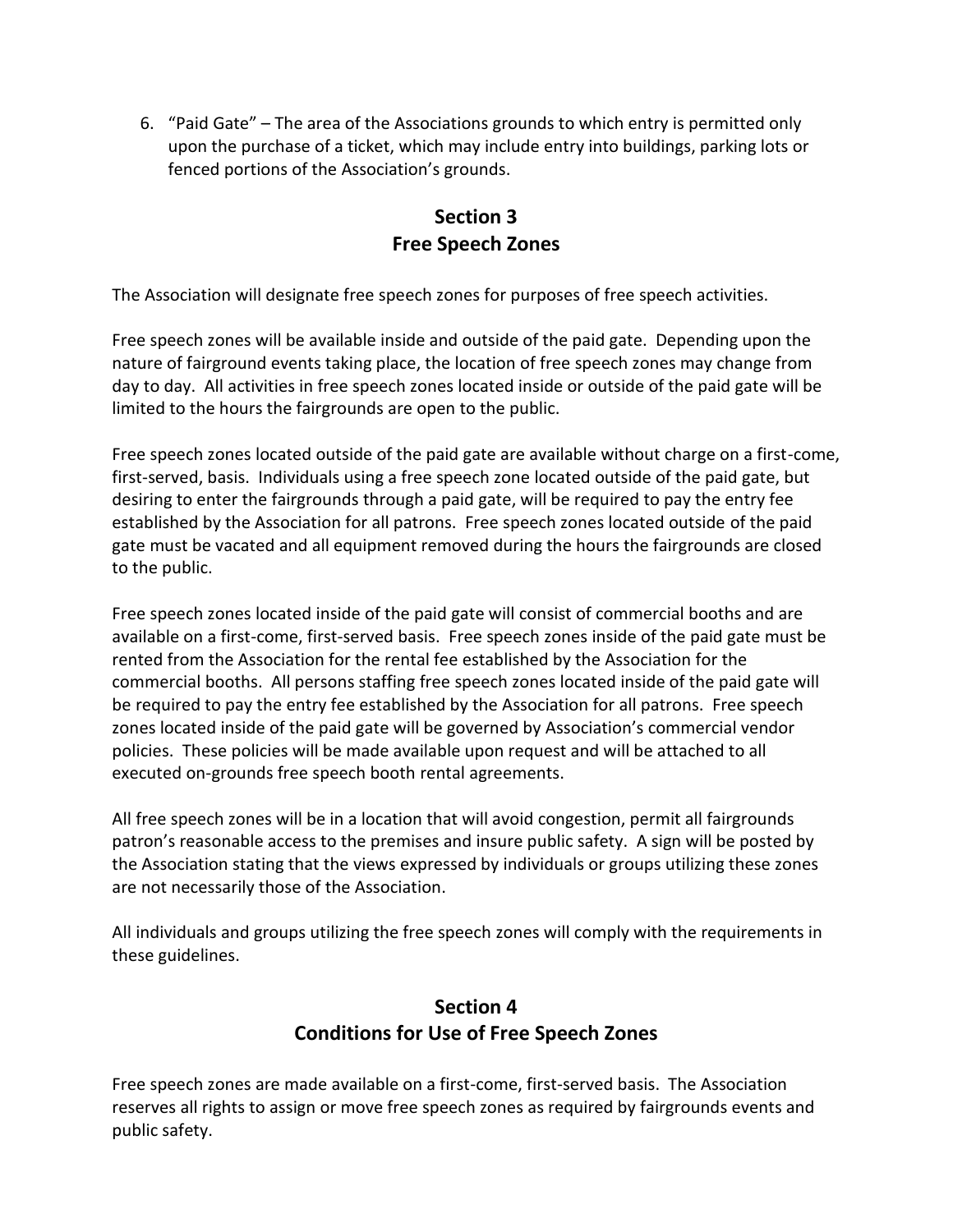6. "Paid Gate" – The area of the Associations grounds to which entry is permitted only upon the purchase of a ticket, which may include entry into buildings, parking lots or fenced portions of the Association's grounds.

## Section 3
## Free Speech Zones

The Association will designate free speech zones for purposes of free speech activities.

Free speech zones will be available inside and outside of the paid gate. Depending upon the nature of fairground events taking place, the location of free speech zones may change from day to day. All activities in free speech zones located inside or outside of the paid gate will be limited to the hours the fairgrounds are open to the public.

Free speech zones located outside of the paid gate are available without charge on a first-come, first-served, basis. Individuals using a free speech zone located outside of the paid gate, but desiring to enter the fairgrounds through a paid gate, will be required to pay the entry fee established by the Association for all patrons. Free speech zones located outside of the paid gate must be vacated and all equipment removed during the hours the fairgrounds are closed to the public.

Free speech zones located inside of the paid gate will consist of commercial booths and are available on a first-come, first-served basis. Free speech zones inside of the paid gate must be rented from the Association for the rental fee established by the Association for the commercial booths. All persons staffing free speech zones located inside of the paid gate will be required to pay the entry fee established by the Association for all patrons. Free speech zones located inside of the paid gate will be governed by Association's commercial vendor policies. These policies will be made available upon request and will be attached to all executed on-grounds free speech booth rental agreements.

All free speech zones will be in a location that will avoid congestion, permit all fairgrounds patron's reasonable access to the premises and insure public safety. A sign will be posted by the Association stating that the views expressed by individuals or groups utilizing these zones are not necessarily those of the Association.

All individuals and groups utilizing the free speech zones will comply with the requirements in these guidelines.

## Section 4
## Conditions for Use of Free Speech Zones

Free speech zones are made available on a first-come, first-served basis. The Association reserves all rights to assign or move free speech zones as required by fairgrounds events and public safety.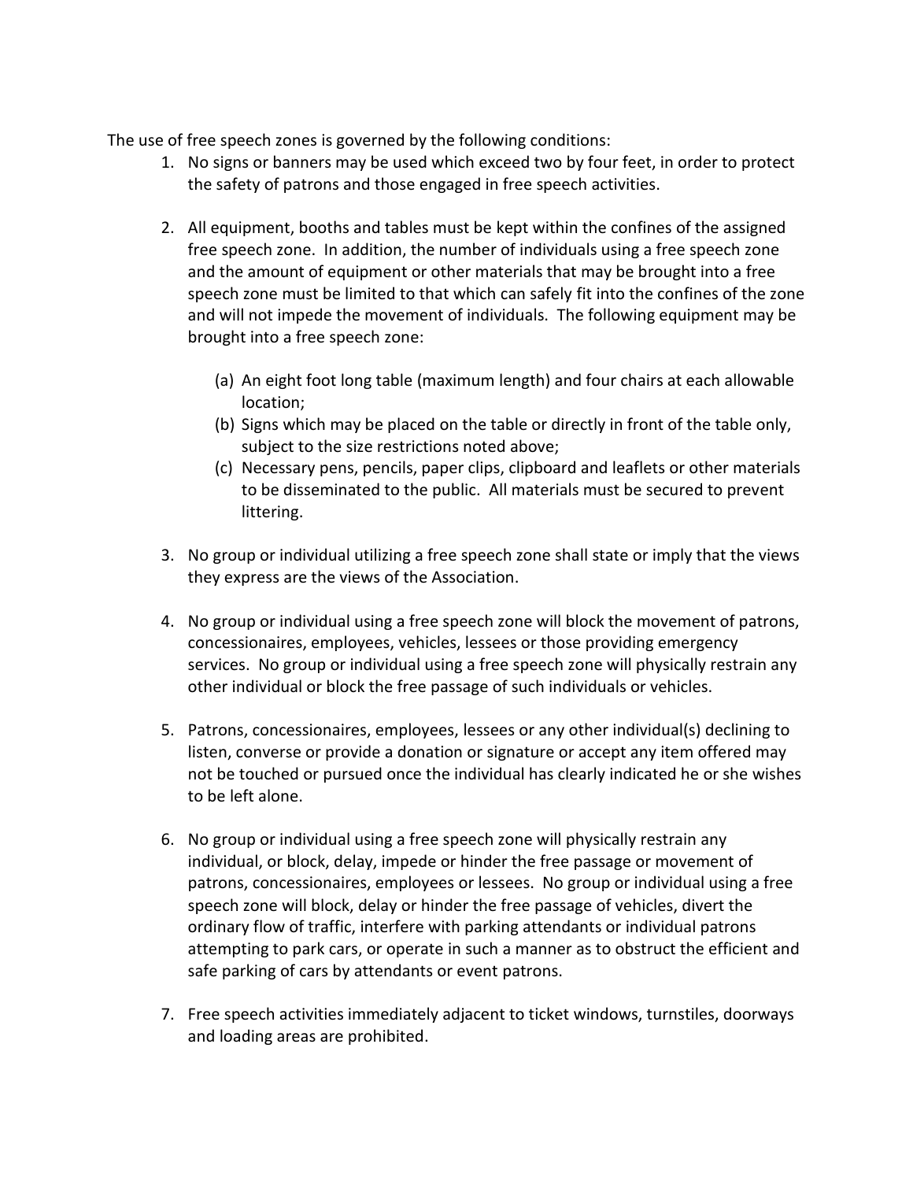The use of free speech zones is governed by the following conditions:

1. No signs or banners may be used which exceed two by four feet, in order to protect the safety of patrons and those engaged in free speech activities.

2. All equipment, booths and tables must be kept within the confines of the assigned free speech zone. In addition, the number of individuals using a free speech zone and the amount of equipment or other materials that may be brought into a free speech zone must be limited to that which can safely fit into the confines of the zone and will not impede the movement of individuals. The following equipment may be brought into a free speech zone:

   (a) An eight foot long table (maximum length) and four chairs at each allowable location;
   (b) Signs which may be placed on the table or directly in front of the table only, subject to the size restrictions noted above;
   (c) Necessary pens, pencils, paper clips, clipboard and leaflets or other materials to be disseminated to the public. All materials must be secured to prevent littering.

3. No group or individual utilizing a free speech zone shall state or imply that the views they express are the views of the Association.

4. No group or individual using a free speech zone will block the movement of patrons, concessionaires, employees, vehicles, lessees or those providing emergency services. No group or individual using a free speech zone will physically restrain any other individual or block the free passage of such individuals or vehicles.

5. Patrons, concessionaires, employees, lessees or any other individual(s) declining to listen, converse or provide a donation or signature or accept any item offered may not be touched or pursued once the individual has clearly indicated he or she wishes to be left alone.

6. No group or individual using a free speech zone will physically restrain any individual, or block, delay, impede or hinder the free passage or movement of patrons, concessionaires, employees or lessees. No group or individual using a free speech zone will block, delay or hinder the free passage of vehicles, divert the ordinary flow of traffic, interfere with parking attendants or individual patrons attempting to park cars, or operate in such a manner as to obstruct the efficient and safe parking of cars by attendants or event patrons.

7. Free speech activities immediately adjacent to ticket windows, turnstiles, doorways and loading areas are prohibited.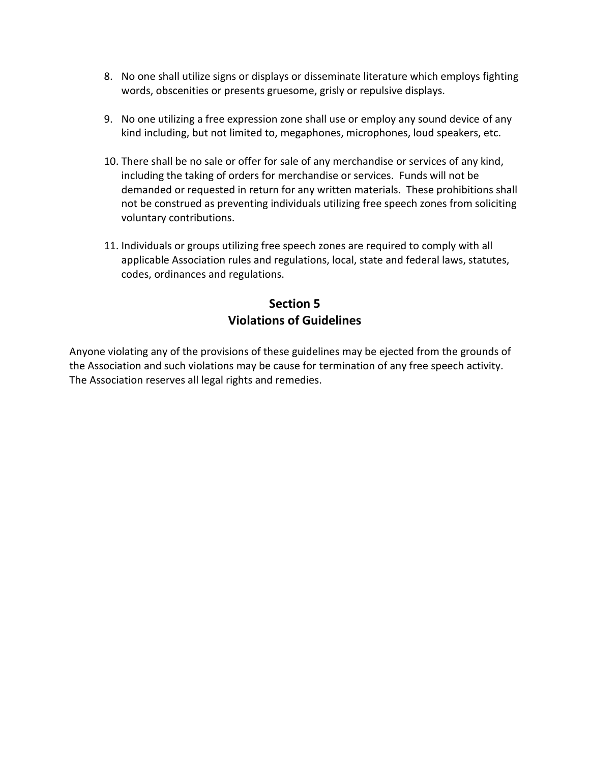8. No one shall utilize signs or displays or disseminate literature which employs fighting words, obscenities or presents gruesome, grisly or repulsive displays.

9. No one utilizing a free expression zone shall use or employ any sound device of any kind including, but not limited to, megaphones, microphones, loud speakers, etc.

10. There shall be no sale or offer for sale of any merchandise or services of any kind, including the taking of orders for merchandise or services. Funds will not be demanded or requested in return for any written materials. These prohibitions shall not be construed as preventing individuals utilizing free speech zones from soliciting voluntary contributions.

11. Individuals or groups utilizing free speech zones are required to comply with all applicable Association rules and regulations, local, state and federal laws, statutes, codes, ordinances and regulations.

## Section 5
## Violations of Guidelines

Anyone violating any of the provisions of these guidelines may be ejected from the grounds of the Association and such violations may be cause for termination of any free speech activity. The Association reserves all legal rights and remedies.